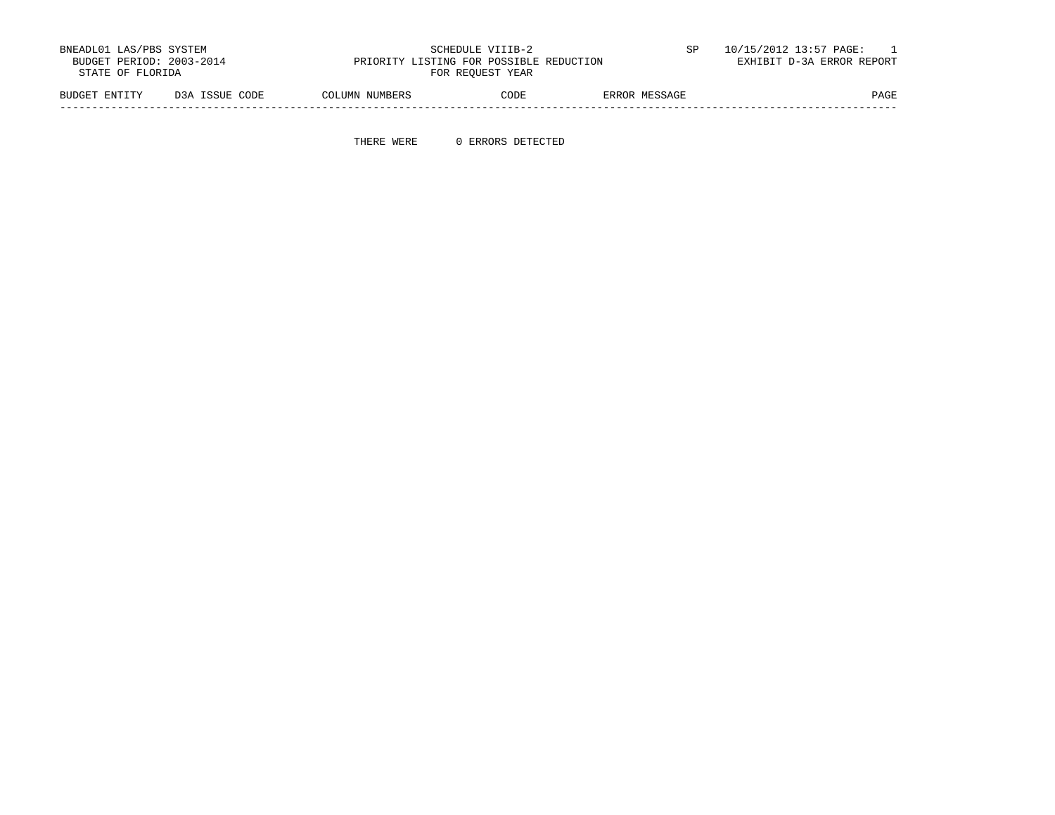BNEADL01 LAS/PBS SYSTEM
BUDGET PERIOD: 2003-2014
STATE OF FLORIDA

SCHEDULE VIIIB-2
PRIORITY LISTING FOR POSSIBLE REDUCTION
FOR REQUEST YEAR

SP 10/15/2012 13:57 PAGE: 1
EXHIBIT D-3A ERROR REPORT

| BUDGET ENTITY | D3A ISSUE CODE | COLUMN NUMBERS | CODE | ERROR MESSAGE | PAGE |
|---|---|---|---|---|---|

THERE WERE 0 ERRORS DETECTED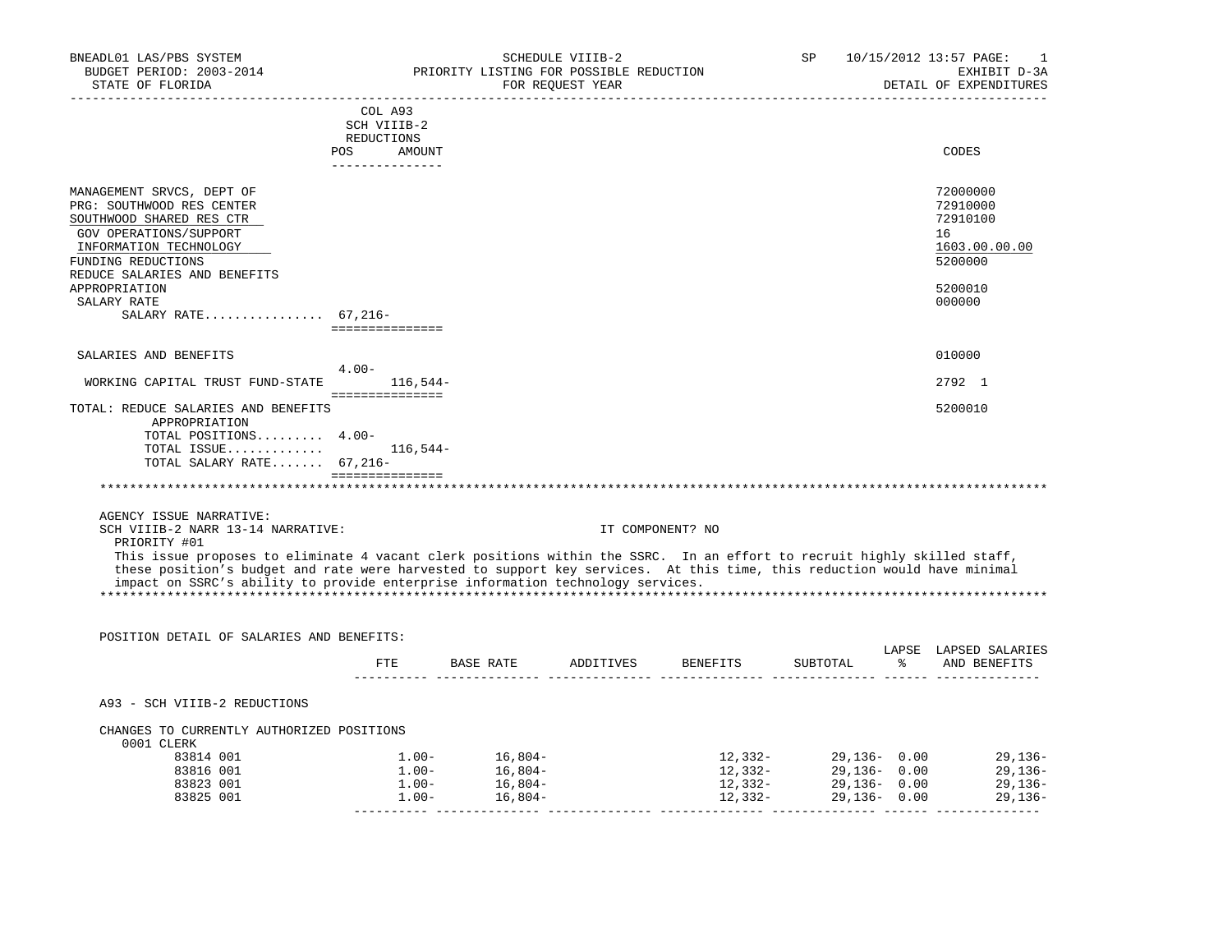BNEADL01 LAS/PBS SYSTEM
BUDGET PERIOD: 2003-2014
STATE OF FLORIDA

SCHEDULE VIIIB-2
PRIORITY LISTING FOR POSSIBLE REDUCTION
FOR REQUEST YEAR

SP 10/15/2012 13:57 PAGE: 1
EXHIBIT D-3A
DETAIL OF EXPENDITURES

| | COL A93 SCH VIIIB-2 REDUCTIONS POS | AMOUNT | CODES |
|---|---|---|---|
| MANAGEMENT SRVCS, DEPT OF | | | 72000000 |
| PRG: SOUTHWOOD RES CENTER | | | 72910000 |
| SOUTHWOOD SHARED RES CTR | | | 72910100 |
| GOV OPERATIONS/SUPPORT | | | 16 |
| INFORMATION TECHNOLOGY | | | 1603.00.00.00 |
| FUNDING REDUCTIONS | | | 5200000 |
| REDUCE SALARIES AND BENEFITS | | | |
| APPROPRIATION | | | 5200010 |
| SALARY RATE | | | 000000 |
| SALARY RATE................ | 67,216- | | |
| SALARIES AND BENEFITS | 4.00- | | 010000 |
| WORKING CAPITAL TRUST FUND-STATE | | 116,544- | 2792 1 |
| TOTAL: REDUCE SALARIES AND BENEFITS APPROPRIATION | | | 5200010 |
| TOTAL POSITIONS......... | 4.00- | | |
| TOTAL ISSUE............ | | 116,544- | |
| TOTAL SALARY RATE....... | 67,216- | | |

AGENCY ISSUE NARRATIVE:
SCH VIIIB-2 NARR 13-14 NARRATIVE: IT COMPONENT? NO
PRIORITY #01
This issue proposes to eliminate 4 vacant clerk positions within the SSRC. In an effort to recruit highly skilled staff, these position's budget and rate were harvested to support key services. At this time, this reduction would have minimal impact on SSRC's ability to provide enterprise information technology services.

POSITION DETAIL OF SALARIES AND BENEFITS:

| | FTE | BASE RATE | ADDITIVES | BENEFITS | SUBTOTAL | LAPSE % | LAPSED SALARIES AND BENEFITS |
|---|---|---|---|---|---|---|---|
| A93 - SCH VIIIB-2 REDUCTIONS | | | | | | | |
| CHANGES TO CURRENTLY AUTHORIZED POSITIONS | | | | | | | |
| 0001 CLERK | | | | | | | |
| 83814 001 | 1.00- | 16,804- | | 12,332- | 29,136- | 0.00 | 29,136- |
| 83816 001 | 1.00- | 16,804- | | 12,332- | 29,136- | 0.00 | 29,136- |
| 83823 001 | 1.00- | 16,804- | | 12,332- | 29,136- | 0.00 | 29,136- |
| 83825 001 | 1.00- | 16,804- | | 12,332- | 29,136- | 0.00 | 29,136- |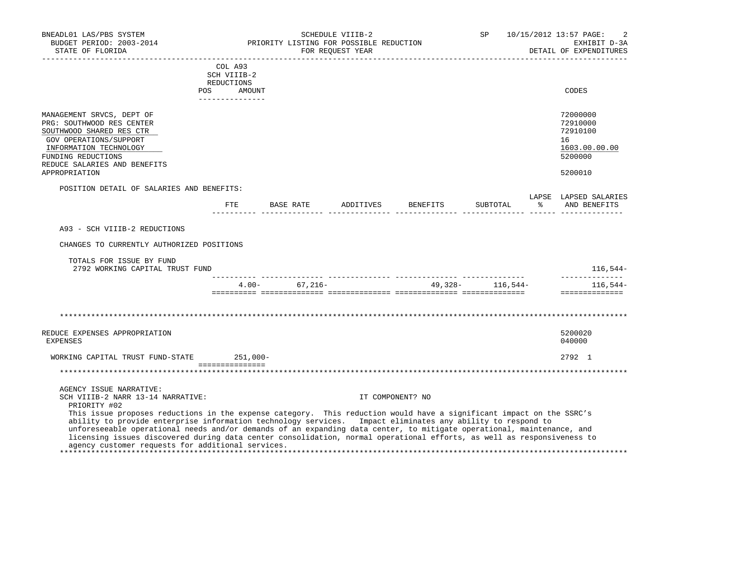BNEADL01 LAS/PBS SYSTEM | SCHEDULE VIIIB-2 | SP 10/15/2012 13:57 PAGE: 2
BUDGET PERIOD: 2003-2014 | PRIORITY LISTING FOR POSSIBLE REDUCTION | EXHIBIT D-3A
STATE OF FLORIDA | FOR REQUEST YEAR | DETAIL OF EXPENDITURES

| | COL A93 SCH VIIIB-2 REDUCTIONS POS AMOUNT | CODES |
|---|---|---|
| MANAGEMENT SRVCS, DEPT OF | | 72000000 |
| PRG: SOUTHWOOD RES CENTER | | 72910000 |
| SOUTHWOOD SHARED RES CTR | | 72910100 |
| GOV OPERATIONS/SUPPORT | | 16 |
| INFORMATION TECHNOLOGY | | 1603.00.00.00 |
| FUNDING REDUCTIONS | | 5200000 |
| REDUCE SALARIES AND BENEFITS | | |
| APPROPRIATION | | 5200010 |

POSITION DETAIL OF SALARIES AND BENEFITS:

| | FTE | BASE RATE | ADDITIVES | BENEFITS | SUBTOTAL | LAPSE % | LAPSED SALARIES AND BENEFITS |
|---|---|---|---|---|---|---|---|
| A93 - SCH VIIIB-2 REDUCTIONS | | | | | | | |
| CHANGES TO CURRENTLY AUTHORIZED POSITIONS | | | | | | | |
| TOTALS FOR ISSUE BY FUND | | | | | | | |
| 2792 WORKING CAPITAL TRUST FUND | | | | | | | 116,544- |
| | 4.00- | 67,216- | | 49,328- | 116,544- | | 116,544- |

| | COL A93 SCH VIIIB-2 REDUCTIONS POS AMOUNT | CODES |
|---|---|---|
| REDUCE EXPENSES APPROPRIATION | | 5200020 |
| EXPENSES | | 040000 |
| WORKING CAPITAL TRUST FUND-STATE | 251,000- | 2792 1 |

AGENCY ISSUE NARRATIVE:
SCH VIIIB-2 NARR 13-14 NARRATIVE: IT COMPONENT? NO

PRIORITY #02

This issue proposes reductions in the expense category. This reduction would have a significant impact on the SSRC's ability to provide enterprise information technology services. Impact eliminates any ability to respond to unforeseeable operational needs and/or demands of an expanding data center, to mitigate operational, maintenance, and licensing issues discovered during data center consolidation, normal operational efforts, as well as responsiveness to agency customer requests for additional services.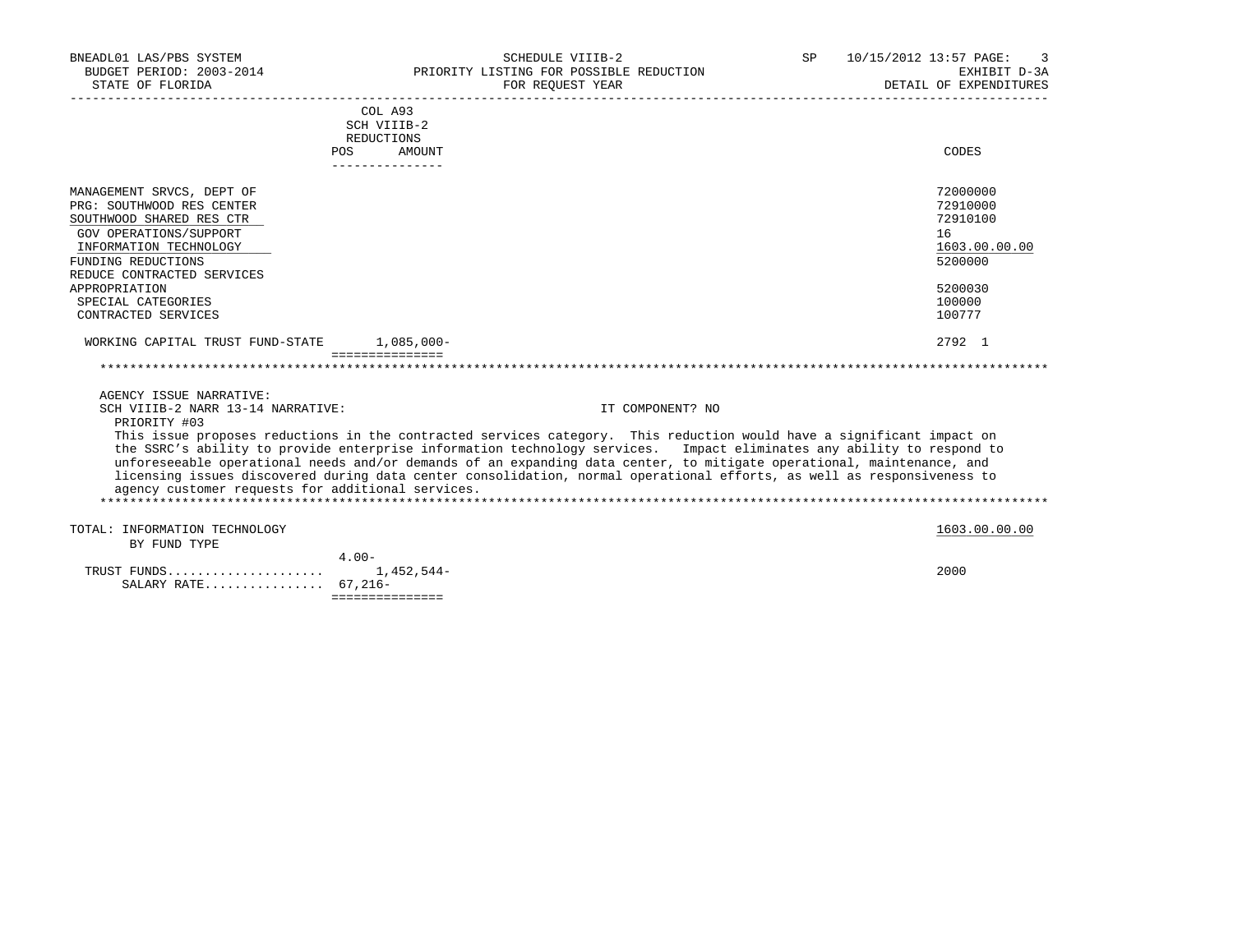BNEADL01 LAS/PBS SYSTEM
BUDGET PERIOD: 2003-2014
STATE OF FLORIDA

SCHEDULE VIIIB-2
PRIORITY LISTING FOR POSSIBLE REDUCTION
FOR REQUEST YEAR

SP 10/15/2012 13:57
EXHIBIT D-3A
DETAIL OF EXPENDITURES

| | COL A93 SCH VIIIB-2 REDUCTIONS POS | AMOUNT | CODES |
|---|---|---|---|
| MANAGEMENT SRVCS, DEPT OF | | | 72000000 |
| PRG: SOUTHWOOD RES CENTER | | | 72910000 |
| SOUTHWOOD SHARED RES CTR | | | 72910100 |
| GOV OPERATIONS/SUPPORT | | | 16 |
| INFORMATION TECHNOLOGY | | | 1603.00.00.00 |
| FUNDING REDUCTIONS | | | 5200000 |
| REDUCE CONTRACTED SERVICES | | | |
| APPROPRIATION | | | 5200030 |
| SPECIAL CATEGORIES | | | 100000 |
| CONTRACTED SERVICES | | | 100777 |
| WORKING CAPITAL TRUST FUND-STATE | | 1,085,000- | 2792 1 |

AGENCY ISSUE NARRATIVE:
SCH VIIIB-2 NARR 13-14 NARRATIVE: IT COMPONENT? NO
PRIORITY #03
This issue proposes reductions in the contracted services category. This reduction would have a significant impact on the SSRC's ability to provide enterprise information technology services. Impact eliminates any ability to respond to unforeseeable operational needs and/or demands of an expanding data center, to mitigate operational, maintenance, and licensing issues discovered during data center consolidation, normal operational efforts, as well as responsiveness to agency customer requests for additional services.

| TOTAL: INFORMATION TECHNOLOGY BY FUND TYPE | POS | AMOUNT | 1603.00.00.00 |
|---|---|---|---|
| TRUST FUNDS | 4.00- | 1,452,544- | 2000 |
| SALARY RATE | 67,216- | | |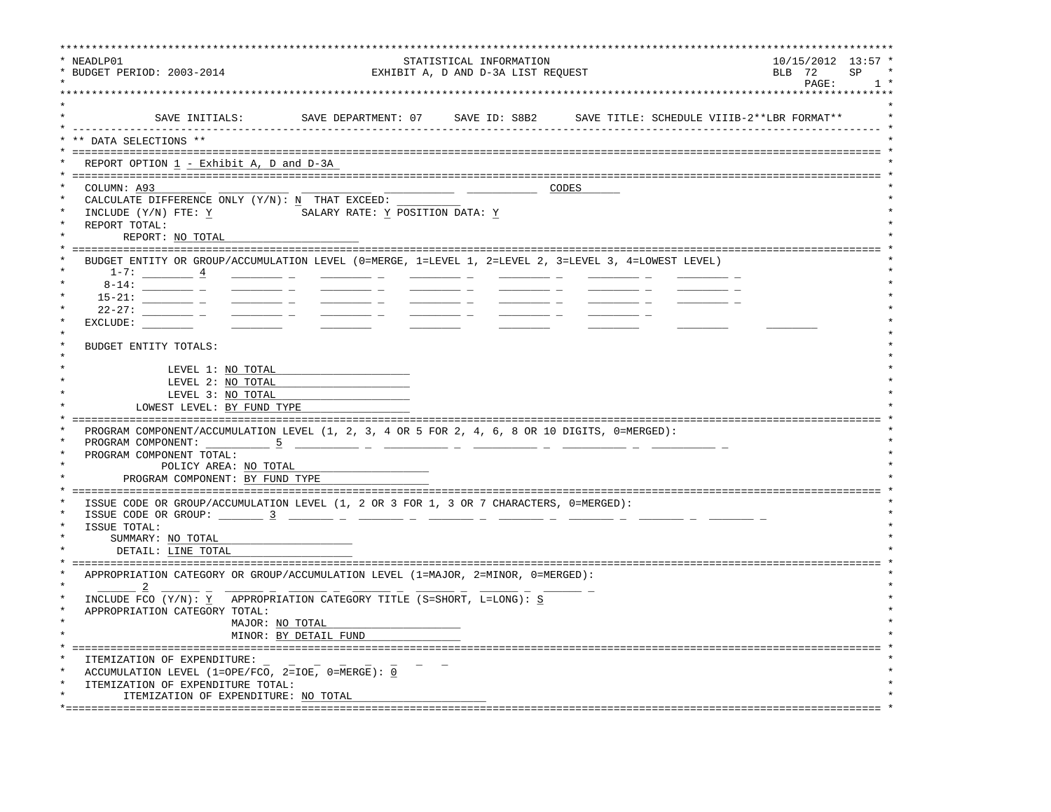```
*****************************************************************************************************************************
* NEADLP01                                          STATISTICAL INFORMATION                                 10/15/2012  13:57 *
* BUDGET PERIOD: 2003-2014                     EXHIBIT A, D AND D-3A LIST REQUEST                           BLB  72     SP    *
*                                                                                                            PAGE:      1 *
*****************************************************************************************************************************
*                                                                                                                           *
*             SAVE INITIALS:         SAVE DEPARTMENT: 07     SAVE ID: S8B2      SAVE TITLE: SCHEDULE VIIIB-2**LBR FORMAT**  *
* ------------------------------------------------------------------------------------------------------------------------- *
* ** DATA SELECTIONS **                                                                                                     *
* ========================================================================================================================= *
*   REPORT OPTION 1 - Exhibit A, D and D-3A                                                                                 *
* ========================================================================================================================= *
*   COLUMN: A93________ ___________ ___________ ___________ ___________ CODES______                                         *
*   CALCULATE DIFFERENCE ONLY (Y/N): N  THAT EXCEED: __________                                                             *
*   INCLUDE (Y/N) FTE: Y             SALARY RATE: Y POSITION DATA: Y                                                        *
*   REPORT TOTAL:                                                                                                           *
*         REPORT: NO TOTAL                                                                                                  *
* ========================================================================================================================= *
*   BUDGET ENTITY OR GROUP/ACCUMULATION LEVEL (0=MERGE, 1=LEVEL 1, 2=LEVEL 2, 3=LEVEL 3, 4=LOWEST LEVEL)                    *
*       1-7: ________ 4    ________ _    ________ _    ________ _    ________ _    ________ _    ________ _                 *
*      8-14: ________ _    ________ _    ________ _    ________ _    ________ _    ________ _    ________ _                 *
*     15-21: ________ _    ________ _    ________ _    ________ _    ________ _    ________ _    ________ _                 *
*     22-27: ________ _    ________ _    ________ _    ________ _    ________ _    ________ _                               *
*   EXCLUDE: ________      ________      ________      ________      ________      ________      ________      ________     *
*                                                                                                                           *
*   BUDGET ENTITY TOTALS:                                                                                                   *
*                                                                                                                           *
*              LEVEL 1: NO TOTAL                                                                                            *
*              LEVEL 2: NO TOTAL                                                                                            *
*              LEVEL 3: NO TOTAL                                                                                            *
*         LOWEST LEVEL: BY FUND TYPE                                                                                        *
* ========================================================================================================================= *
*   PROGRAM COMPONENT/ACCUMULATION LEVEL (1, 2, 3, 4 OR 5 FOR 2, 4, 6, 8 OR 10 DIGITS, 0=MERGED):                           *
*   PROGRAM COMPONENT: __________ 5  __________ _  __________ _  __________ _  __________ _  __________ _                   *
*   PROGRAM COMPONENT TOTAL:                                                                                                *
*            POLICY AREA: NO TOTAL                                                                                          *
*      PROGRAM COMPONENT: BY FUND TYPE                                                                                      *
* ========================================================================================================================= *
*   ISSUE CODE OR GROUP/ACCUMULATION LEVEL (1, 2 OR 3 FOR 1, 3 OR 7 CHARACTERS, 0=MERGED):                                  *
*   ISSUE CODE OR GROUP: _______ 3  _______ _  _______ _  _______ _  _______ _  _______ _  _______ _  _______ _             *
*   ISSUE TOTAL:                                                                                                            *
*       SUMMARY: NO TOTAL                                                                                                   *
*        DETAIL: LINE TOTAL                                                                                                 *
* ========================================================================================================================= *
*   APPROPRIATION CATEGORY OR GROUP/ACCUMULATION LEVEL (1=MAJOR, 2=MINOR, 0=MERGED):                                        *
*   _______ 2  ______ _  ______ _  ______ _  ______ _  ______ _  ______ _  ______ _                                          *
*   INCLUDE FCO (Y/N): Y   APPROPRIATION CATEGORY TITLE (S=SHORT, L=LONG): S                                                *
*   APPROPRIATION CATEGORY TOTAL:                                                                                           *
*                        MAJOR: NO TOTAL                                                                                    *
*                        MINOR: BY DETAIL FUND                                                                              *
* ========================================================================================================================= *
*   ITEMIZATION OF EXPENDITURE: _  _  _  _  _  _  _  _                                                                      *
*   ACCUMULATION LEVEL (1=OPE/FCO, 2=IOE, 0=MERGE): 0                                                                       *
*   ITEMIZATION OF EXPENDITURE TOTAL:                                                                                       *
*         ITEMIZATION OF EXPENDITURE: NO TOTAL                                                                              *
*========================================================================================================================== *
```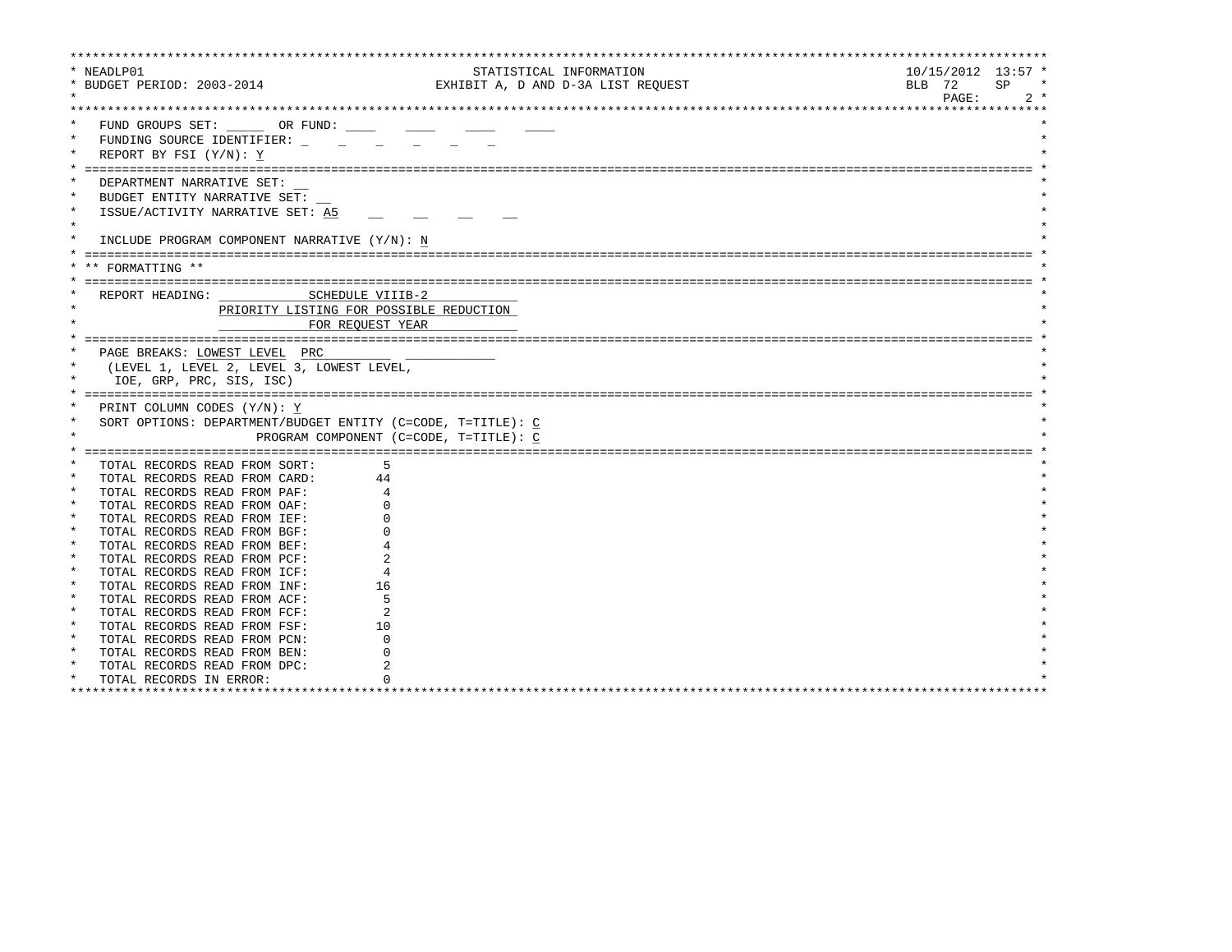NEADLP01 — STATISTICAL INFORMATION — 10/15/2012 13:57

BUDGET PERIOD: 2003-2014 — EXHIBIT A, D AND D-3A LIST REQUEST — BLB 72 SP

FUND GROUPS SET: _____ OR FUND: ____ ____ ____ ____

FUNDING SOURCE IDENTIFIER: _ _ _ _ _ _

REPORT BY FSI (Y/N): Y

---

DEPARTMENT NARRATIVE SET: __

BUDGET ENTITY NARRATIVE SET: __

ISSUE/ACTIVITY NARRATIVE SET: A5 __ __ __ __

INCLUDE PROGRAM COMPONENT NARRATIVE (Y/N): N

---

** FORMATTING **

---

REPORT HEADING: SCHEDULE VIIIB-2
PRIORITY LISTING FOR POSSIBLE REDUCTION
FOR REQUEST YEAR

---

PAGE BREAKS: LOWEST LEVEL PRC ___________
(LEVEL 1, LEVEL 2, LEVEL 3, LOWEST LEVEL,
IOE, GRP, PRC, SIS, ISC)

---

PRINT COLUMN CODES (Y/N): Y

SORT OPTIONS: DEPARTMENT/BUDGET ENTITY (C=CODE, T=TITLE): C
PROGRAM COMPONENT (C=CODE, T=TITLE): C

---

| | |
|---|---|
| TOTAL RECORDS READ FROM SORT: | 5 |
| TOTAL RECORDS READ FROM CARD: | 44 |
| TOTAL RECORDS READ FROM PAF: | 4 |
| TOTAL RECORDS READ FROM OAF: | 0 |
| TOTAL RECORDS READ FROM IEF: | 0 |
| TOTAL RECORDS READ FROM BGF: | 0 |
| TOTAL RECORDS READ FROM BEF: | 4 |
| TOTAL RECORDS READ FROM PCF: | 2 |
| TOTAL RECORDS READ FROM ICF: | 4 |
| TOTAL RECORDS READ FROM INF: | 16 |
| TOTAL RECORDS READ FROM ACF: | 5 |
| TOTAL RECORDS READ FROM FCF: | 2 |
| TOTAL RECORDS READ FROM FSF: | 10 |
| TOTAL RECORDS READ FROM PCN: | 0 |
| TOTAL RECORDS READ FROM BEN: | 0 |
| TOTAL RECORDS READ FROM DPC: | 2 |
| TOTAL RECORDS IN ERROR: | 0 |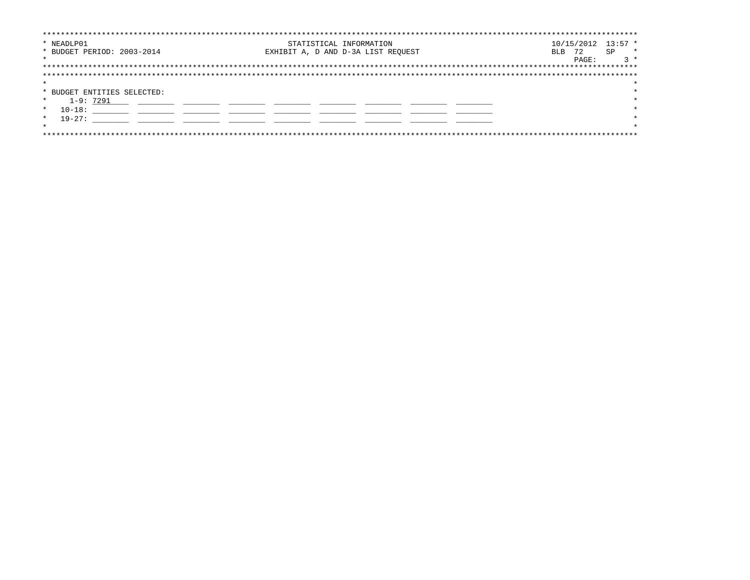```
*******************************************************************************************************************************
* NEADLP01                                          STATISTICAL INFORMATION                                   10/15/2012  13:57 *
* BUDGET PERIOD: 2003-2014                     EXHIBIT A, D AND D-3A LIST REQUEST                             BLB  72     SP    *
*                                                                                                                  PAGE:     3 *
*******************************************************************************************************************************
*******************************************************************************************************************************
*                                                                                                                              *
* BUDGET ENTITIES SELECTED:                                                                                                    *
*     1-9: 7291____  ________  ________  ________  ________  ________  ________  ________  ________                            *
*   10-18: ________  ________  ________  ________  ________  ________  ________  ________  ________                            *
*   19-27: ________  ________  ________  ________  ________  ________  ________  ________  ________                            *
*                                                                                                                              *
*******************************************************************************************************************************
```